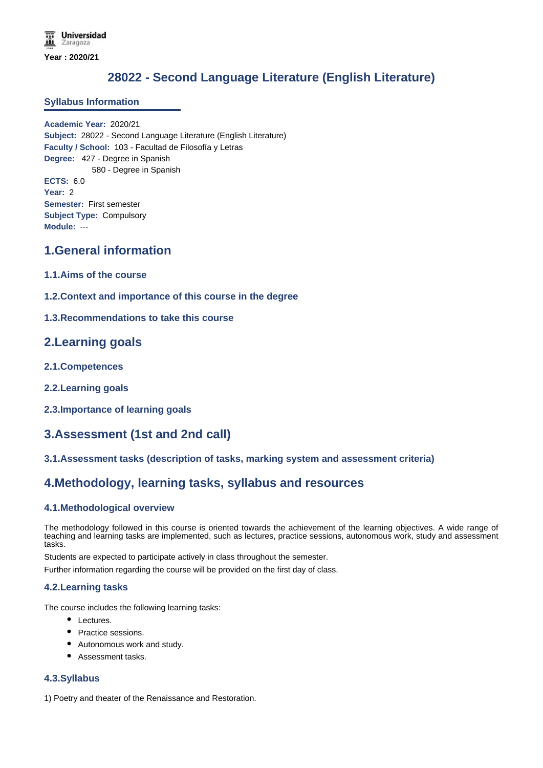Year : 2020/21

# 28022 - Second Language Literature (English Literature)

## Syllabus Information

**Academic Year:** 2020/21
**Subject:** 28022 - Second Language Literature (English Literature)
**Faculty / School:** 103 - Facultad de Filosofía y Letras
**Degree:** 427 - Degree in Spanish
580 - Degree in Spanish
**ECTS:** 6.0
**Year:** 2
**Semester:** First semester
**Subject Type:** Compulsory
**Module:** ---

## 1.General information

### 1.1.Aims of the course

### 1.2.Context and importance of this course in the degree

### 1.3.Recommendations to take this course

## 2.Learning goals

### 2.1.Competences

### 2.2.Learning goals

### 2.3.Importance of learning goals

## 3.Assessment (1st and 2nd call)

### 3.1.Assessment tasks (description of tasks, marking system and assessment criteria)

## 4.Methodology, learning tasks, syllabus and resources

### 4.1.Methodological overview

The methodology followed in this course is oriented towards the achievement of the learning objectives. A wide range of teaching and learning tasks are implemented, such as lectures, practice sessions, autonomous work, study and assessment tasks.

Students are expected to participate actively in class throughout the semester.

Further information regarding the course will be provided on the first day of class.

### 4.2.Learning tasks

The course includes the following learning tasks:

- Lectures.
- Practice sessions.
- Autonomous work and study.
- Assessment tasks.

### 4.3.Syllabus

1) Poetry and theater of the Renaissance and Restoration.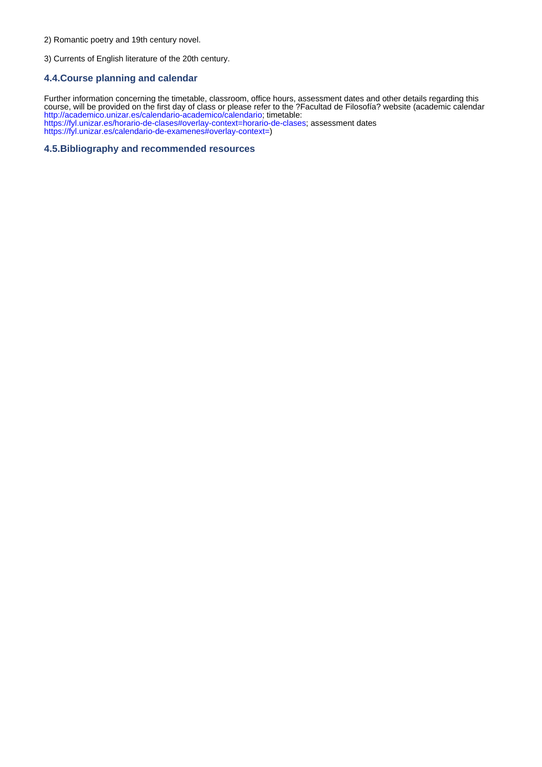2) Romantic poetry and 19th century novel.

3) Currents of English literature of the 20th century.

## 4.4.Course planning and calendar

Further information concerning the timetable, classroom, office hours, assessment dates and other details regarding this course, will be provided on the first day of class or please refer to the ?Facultad de Filosofía? website (academic calendar http://academico.unizar.es/calendario-academico/calendario; timetable: https://fyl.unizar.es/horario-de-clases#overlay-context=horario-de-clases; assessment dates https://fyl.unizar.es/calendario-de-examenes#overlay-context=)

## 4.5.Bibliography and recommended resources